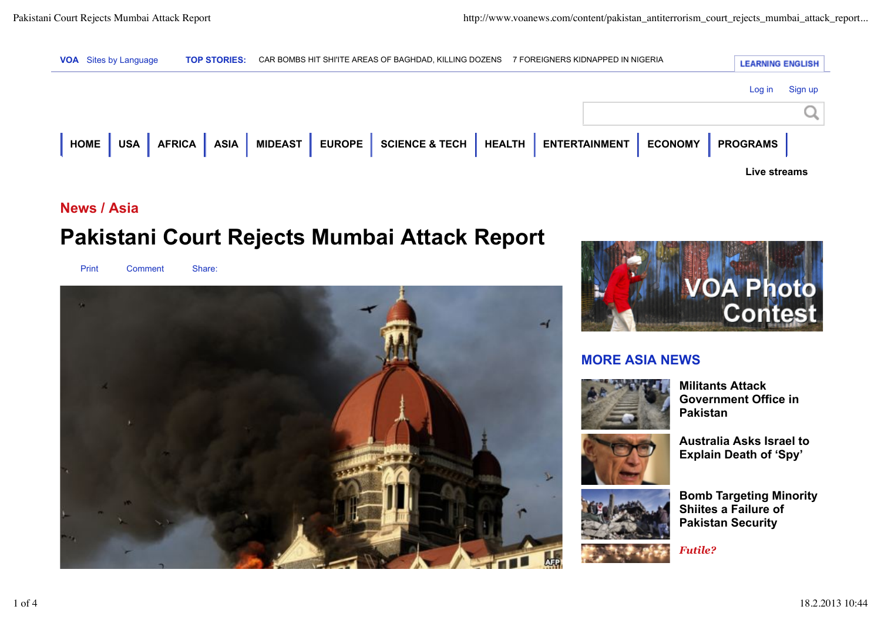VOA Sites by Language

**TOP STORIES:** CAR BOMBS HIT SHI'ITE AREAS OF BAGHDAD, KILLING DOZENS 7 FOREIGNERS KIDNAPPED IN NIGERIA

LEARNING ENGLISH

Log in Sign up

HOME | USA | AFRICA | ASIA | MIDEAST | EUROPE | SCIENCE & TECH | HEALTH | ENTERTAINMENT | ECONOMY | PROGRAMS

Live streams

News / Asia

# Pakistani Court Rejects Mumbai Attack Report

Print Comment Share:

VOA Photo Contest

## MORE ASIA NEWS

**Militants Attack Government Office in Pakistan**

**Australia Asks Israel to Explain Death of 'Spy'**

**Bomb Targeting Minority Shiites a Failure of Pakistan Security**

*Futile?*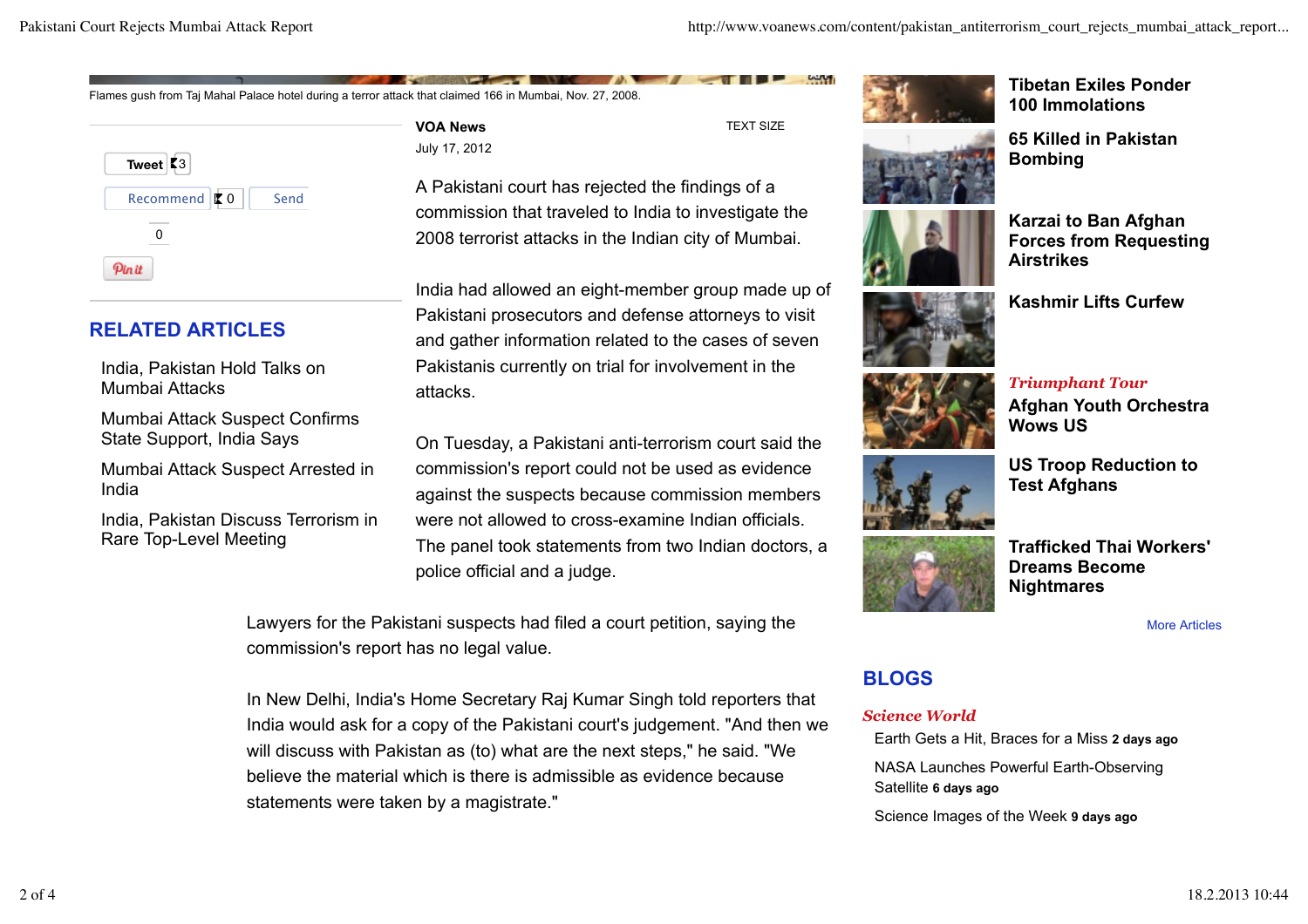Flames gush from Taj Mahal Palace hotel during a terror attack that claimed 166 in Mumbai, Nov. 27, 2008.

**VOA News**

July 17, 2012

TEXT SIZE

A Pakistani court has rejected the findings of a commission that traveled to India to investigate the 2008 terrorist attacks in the Indian city of Mumbai.

India had allowed an eight-member group made up of Pakistani prosecutors and defense attorneys to visit and gather information related to the cases of seven Pakistanis currently on trial for involvement in the attacks.

On Tuesday, a Pakistani anti-terrorism court said the commission's report could not be used as evidence against the suspects because commission members were not allowed to cross-examine Indian officials. The panel took statements from two Indian doctors, a police official and a judge.

Lawyers for the Pakistani suspects had filed a court petition, saying the commission's report has no legal value.

In New Delhi, India's Home Secretary Raj Kumar Singh told reporters that India would ask for a copy of the Pakistani court's judgement. "And then we will discuss with Pakistan as (to) what are the next steps," he said. "We believe the material which is there is admissible as evidence because statements were taken by a magistrate."

Tweet 3

Recommend 0 Send

0

Pin it

## RELATED ARTICLES

- India, Pakistan Hold Talks on Mumbai Attacks
- Mumbai Attack Suspect Confirms State Support, India Says
- Mumbai Attack Suspect Arrested in India
- India, Pakistan Discuss Terrorism in Rare Top-Level Meeting

**Tibetan Exiles Ponder 100 Immolations**

**65 Killed in Pakistan Bombing**

**Karzai to Ban Afghan Forces from Requesting Airstrikes**

**Kashmir Lifts Curfew**

***Triumphant Tour***

**Afghan Youth Orchestra Wows US**

**US Troop Reduction to Test Afghans**

**Trafficked Thai Workers' Dreams Become Nightmares**

More Articles

## BLOGS

***Science World***

- Earth Gets a Hit, Braces for a Miss **2 days ago**
- NASA Launches Powerful Earth-Observing Satellite **6 days ago**
- Science Images of the Week **9 days ago**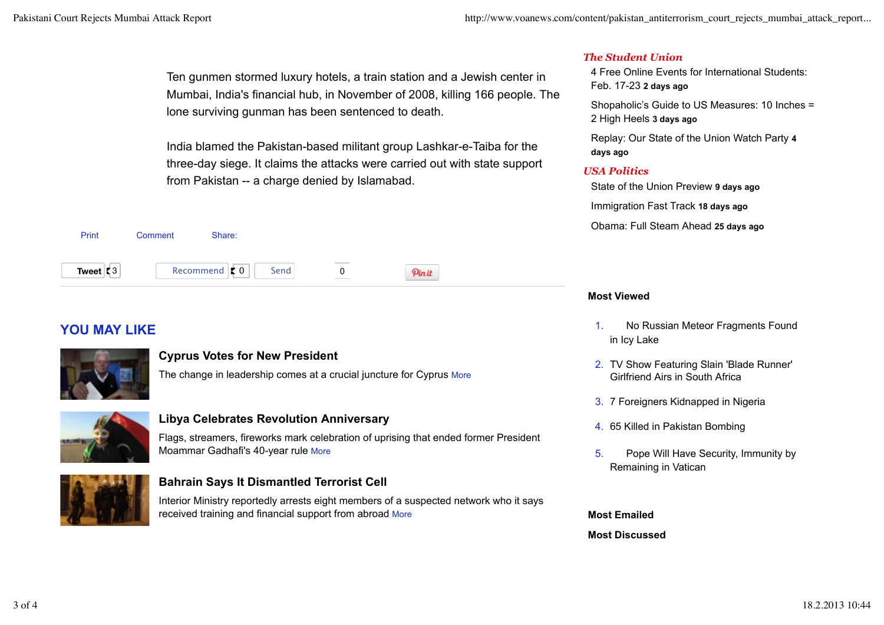Ten gunmen stormed luxury hotels, a train station and a Jewish center in Mumbai, India's financial hub, in November of 2008, killing 166 people. The lone surviving gunman has been sentenced to death.

India blamed the Pakistan-based militant group Lashkar-e-Taiba for the three-day siege. It claims the attacks were carried out with state support from Pakistan -- a charge denied by Islamabad.

Print Comment Share:

Tweet 3 Recommend 0 Send 0 Pin it

## YOU MAY LIKE

### Cyprus Votes for New President

The change in leadership comes at a crucial juncture for Cyprus More

### Libya Celebrates Revolution Anniversary

Flags, streamers, fireworks mark celebration of uprising that ended former President Moammar Gadhafi's 40-year rule More

### Bahrain Says It Dismantled Terrorist Cell

Interior Ministry reportedly arrests eight members of a suspected network who it says received training and financial support from abroad More

***The Student Union***

4 Free Online Events for International Students: Feb. 17-23 **2 days ago**

Shopaholic's Guide to US Measures: 10 Inches = 2 High Heels **3 days ago**

Replay: Our State of the Union Watch Party **4 days ago**

***USA Politics***

State of the Union Preview **9 days ago**

Immigration Fast Track **18 days ago**

Obama: Full Steam Ahead **25 days ago**

**Most Viewed**

1. No Russian Meteor Fragments Found in Icy Lake
2. TV Show Featuring Slain 'Blade Runner' Girlfriend Airs in South Africa
3. 7 Foreigners Kidnapped in Nigeria
4. 65 Killed in Pakistan Bombing
5. Pope Will Have Security, Immunity by Remaining in Vatican

**Most Emailed**

**Most Discussed**